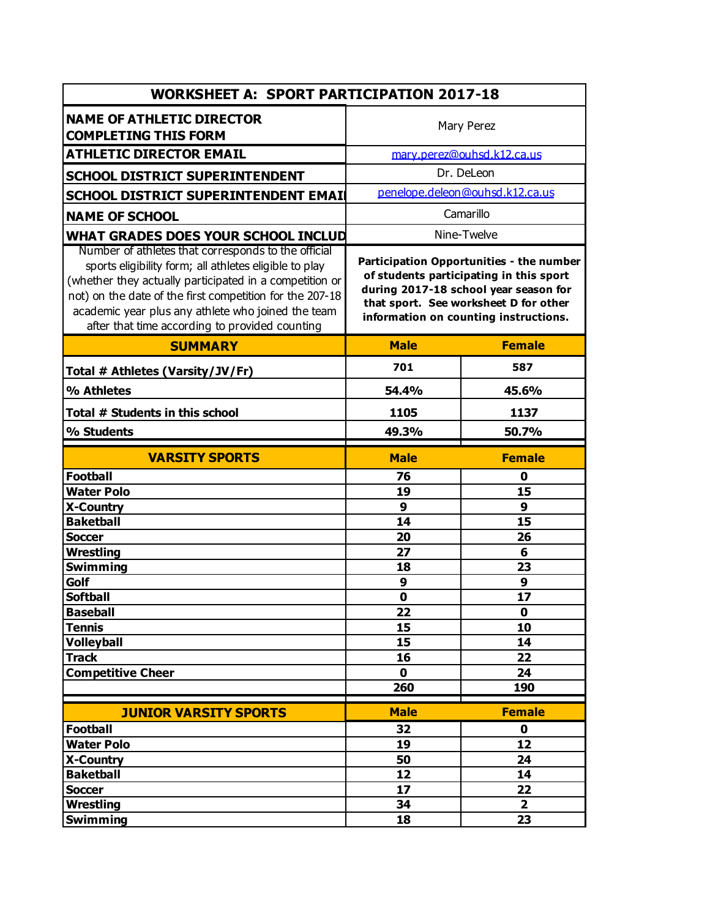# WORKSHEET A: SPORT PARTICIPATION 2017-18

| | |
|---|---|
| **NAME OF ATHLETIC DIRECTOR COMPLETING THIS FORM** | Mary Perez |
| **ATHLETIC DIRECTOR EMAIL** | mary.perez@ouhsd.k12.ca.us |
| **SCHOOL DISTRICT SUPERINTENDENT** | Dr. DeLeon |
| **SCHOOL DISTRICT SUPERINTENDENT EMAI** | penelope.deleon@ouhsd.k12.ca.us |
| **NAME OF SCHOOL** | Camarillo |
| **WHAT GRADES DOES YOUR SCHOOL INCLUD** | Nine-Twelve |
| Number of athletes that corresponds to the official sports eligibility form; all athletes eligible to play (whether they actually participated in a competition or not) on the date of the first competition for the 207-18 academic year plus any athlete who joined the team after that time according to provided counting | **Participation Opportunities - the number of students participating in this sport during 2017-18 school year season for that sport. See worksheet D for other information on counting instructions.** |

| **SUMMARY** | **Male** | **Female** |
|---|---|---|
| **Total # Athletes (Varsity/JV/Fr)** | **701** | **587** |
| **% Athletes** | **54.4%** | **45.6%** |
| **Total # Students in this school** | **1105** | **1137** |
| **% Students** | **49.3%** | **50.7%** |

| **VARSITY SPORTS** | **Male** | **Female** |
|---|---|---|
| **Football** | **76** | **0** |
| **Water Polo** | **19** | **15** |
| **X-Country** | **9** | **9** |
| **Baketball** | **14** | **15** |
| **Soccer** | **20** | **26** |
| **Wrestling** | **27** | **6** |
| **Swimming** | **18** | **23** |
| **Golf** | **9** | **9** |
| **Softball** | **0** | **17** |
| **Baseball** | **22** | **0** |
| **Tennis** | **15** | **10** |
| **Volleyball** | **15** | **14** |
| **Track** | **16** | **22** |
| **Competitive Cheer** | **0** | **24** |
| | **260** | **190** |

| **JUNIOR VARSITY SPORTS** | **Male** | **Female** |
|---|---|---|
| **Football** | **32** | **0** |
| **Water Polo** | **19** | **12** |
| **X-Country** | **50** | **24** |
| **Baketball** | **12** | **14** |
| **Soccer** | **17** | **22** |
| **Wrestling** | **34** | **2** |
| **Swimming** | **18** | **23** |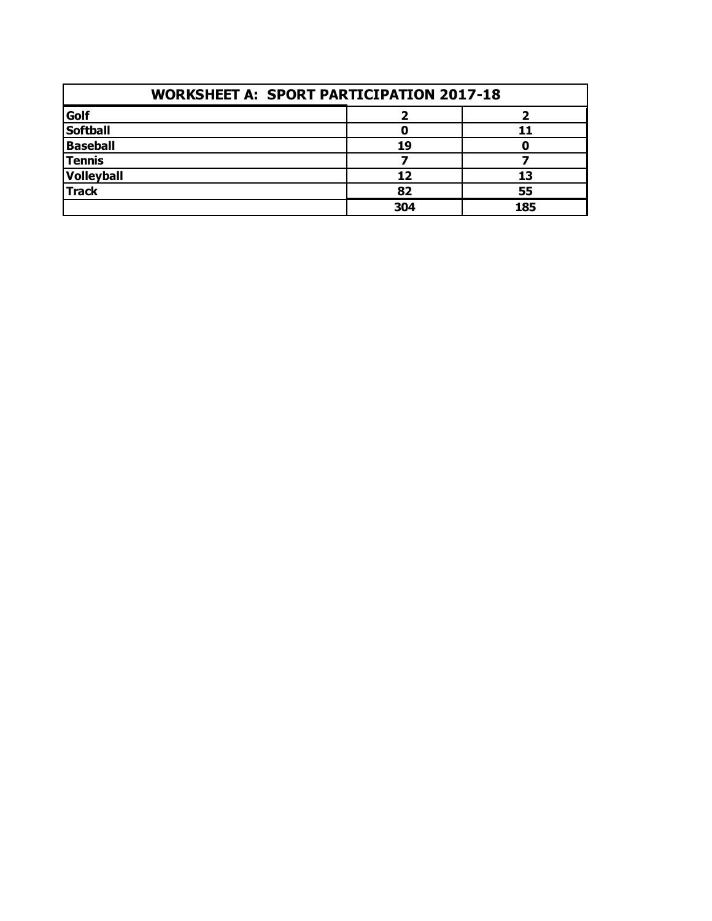| WORKSHEET A: SPORT PARTICIPATION 2017-18 | | |
|---|---|---|
| **Golf** | **2** | **2** |
| **Softball** | **0** | **11** |
| **Baseball** | **19** | **0** |
| **Tennis** | **7** | **7** |
| **Volleyball** | **12** | **13** |
| **Track** | **82** | **55** |
| | **304** | **185** |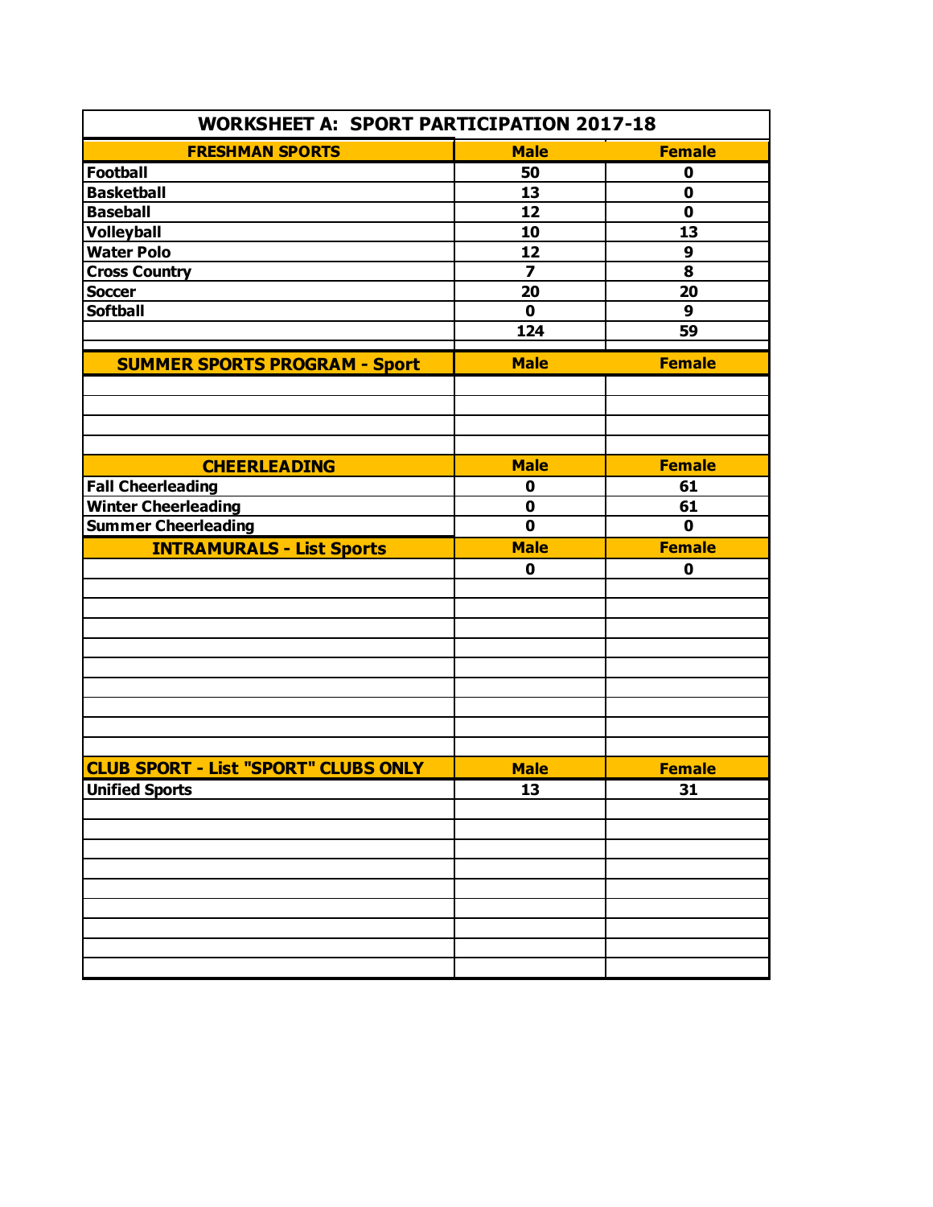## WORKSHEET A: SPORT PARTICIPATION 2017-18

| FRESHMAN SPORTS | Male | Female |
| --- | --- | --- |
| Football | 50 | 0 |
| Basketball | 13 | 0 |
| Baseball | 12 | 0 |
| Volleyball | 10 | 13 |
| Water Polo | 12 | 9 |
| Cross Country | 7 | 8 |
| Soccer | 20 | 20 |
| Softball | 0 | 9 |
| | 124 | 59 |

| SUMMER SPORTS PROGRAM - Sport | Male | Female |
| --- | --- | --- |
| | | |
| | | |
| | | |
| | | |

| CHEERLEADING | Male | Female |
| --- | --- | --- |
| Fall Cheerleading | 0 | 61 |
| Winter Cheerleading | 0 | 61 |
| Summer Cheerleading | 0 | 0 |

| INTRAMURALS - List Sports | Male | Female |
| --- | --- | --- |
| | 0 | 0 |
| | | |
| | | |
| | | |
| | | |
| | | |
| | | |
| | | |
| | | |
| | | |

| CLUB SPORT - List "SPORT" CLUBS ONLY | Male | Female |
| --- | --- | --- |
| Unified Sports | 13 | 31 |
| | | |
| | | |
| | | |
| | | |
| | | |
| | | |
| | | |
| | | |
| | | |